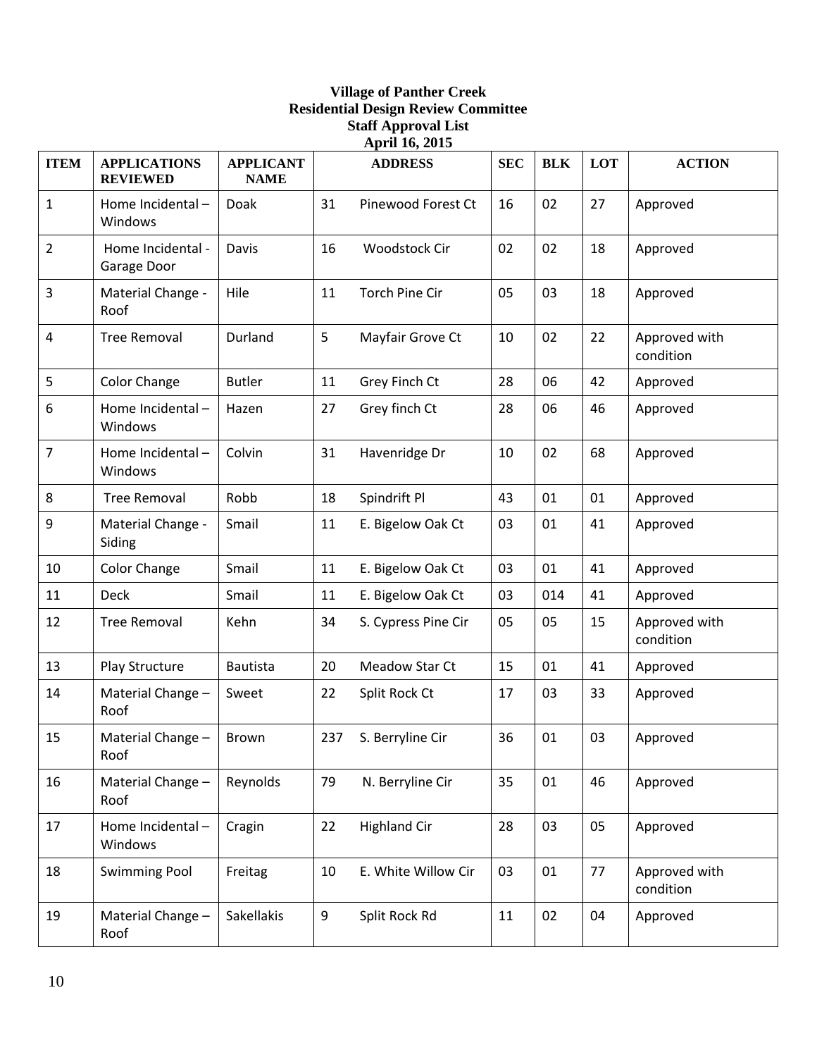**Village of Panther Creek**
**Residential Design Review Committee**
**Staff Approval List**
**April 16, 2015**

| ITEM | APPLICATIONS REVIEWED | APPLICANT NAME | ADDRESS | | SEC | BLK | LOT | ACTION |
|---|---|---|---|---|---|---|---|---|
| 1 | Home Incidental – Windows | Doak | 31 | Pinewood Forest Ct | 16 | 02 | 27 | Approved |
| 2 | Home Incidental - Garage Door | Davis | 16 | Woodstock Cir | 02 | 02 | 18 | Approved |
| 3 | Material Change - Roof | Hile | 11 | Torch Pine Cir | 05 | 03 | 18 | Approved |
| 4 | Tree Removal | Durland | 5 | Mayfair Grove Ct | 10 | 02 | 22 | Approved with condition |
| 5 | Color Change | Butler | 11 | Grey Finch Ct | 28 | 06 | 42 | Approved |
| 6 | Home Incidental – Windows | Hazen | 27 | Grey finch Ct | 28 | 06 | 46 | Approved |
| 7 | Home Incidental – Windows | Colvin | 31 | Havenridge Dr | 10 | 02 | 68 | Approved |
| 8 | Tree Removal | Robb | 18 | Spindrift Pl | 43 | 01 | 01 | Approved |
| 9 | Material Change - Siding | Smail | 11 | E. Bigelow Oak Ct | 03 | 01 | 41 | Approved |
| 10 | Color Change | Smail | 11 | E. Bigelow Oak Ct | 03 | 01 | 41 | Approved |
| 11 | Deck | Smail | 11 | E. Bigelow Oak Ct | 03 | 014 | 41 | Approved |
| 12 | Tree Removal | Kehn | 34 | S. Cypress Pine Cir | 05 | 05 | 15 | Approved with condition |
| 13 | Play Structure | Bautista | 20 | Meadow Star Ct | 15 | 01 | 41 | Approved |
| 14 | Material Change – Roof | Sweet | 22 | Split Rock Ct | 17 | 03 | 33 | Approved |
| 15 | Material Change – Roof | Brown | 237 | S. Berryline Cir | 36 | 01 | 03 | Approved |
| 16 | Material Change – Roof | Reynolds | 79 | N. Berryline Cir | 35 | 01 | 46 | Approved |
| 17 | Home Incidental – Windows | Cragin | 22 | Highland Cir | 28 | 03 | 05 | Approved |
| 18 | Swimming Pool | Freitag | 10 | E. White Willow Cir | 03 | 01 | 77 | Approved with condition |
| 19 | Material Change – Roof | Sakellakis | 9 | Split Rock Rd | 11 | 02 | 04 | Approved |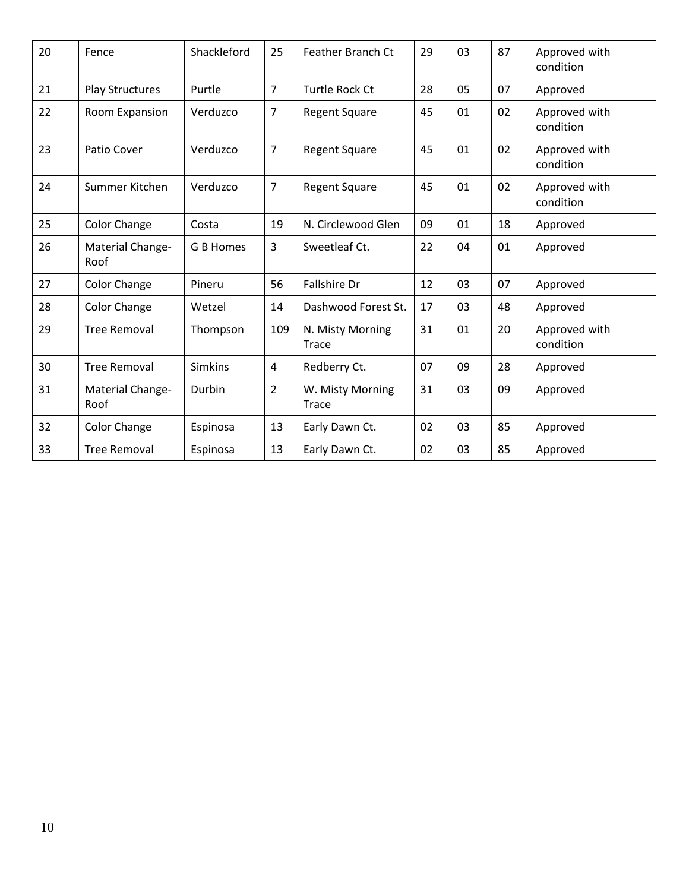| | | | | | | | | |
|---|---|---|---|---|---|---|---|---|
| 20 | Fence | Shackleford | 25 | Feather Branch Ct | 29 | 03 | 87 | Approved with condition |
| 21 | Play Structures | Purtle | 7 | Turtle Rock Ct | 28 | 05 | 07 | Approved |
| 22 | Room Expansion | Verduzco | 7 | Regent Square | 45 | 01 | 02 | Approved with condition |
| 23 | Patio Cover | Verduzco | 7 | Regent Square | 45 | 01 | 02 | Approved with condition |
| 24 | Summer Kitchen | Verduzco | 7 | Regent Square | 45 | 01 | 02 | Approved with condition |
| 25 | Color Change | Costa | 19 | N. Circlewood Glen | 09 | 01 | 18 | Approved |
| 26 | Material Change-Roof | G B Homes | 3 | Sweetleaf Ct. | 22 | 04 | 01 | Approved |
| 27 | Color Change | Pineru | 56 | Fallshire Dr | 12 | 03 | 07 | Approved |
| 28 | Color Change | Wetzel | 14 | Dashwood Forest St. | 17 | 03 | 48 | Approved |
| 29 | Tree Removal | Thompson | 109 | N. Misty Morning Trace | 31 | 01 | 20 | Approved with condition |
| 30 | Tree Removal | Simkins | 4 | Redberry Ct. | 07 | 09 | 28 | Approved |
| 31 | Material Change-Roof | Durbin | 2 | W. Misty Morning Trace | 31 | 03 | 09 | Approved |
| 32 | Color Change | Espinosa | 13 | Early Dawn Ct. | 02 | 03 | 85 | Approved |
| 33 | Tree Removal | Espinosa | 13 | Early Dawn Ct. | 02 | 03 | 85 | Approved |